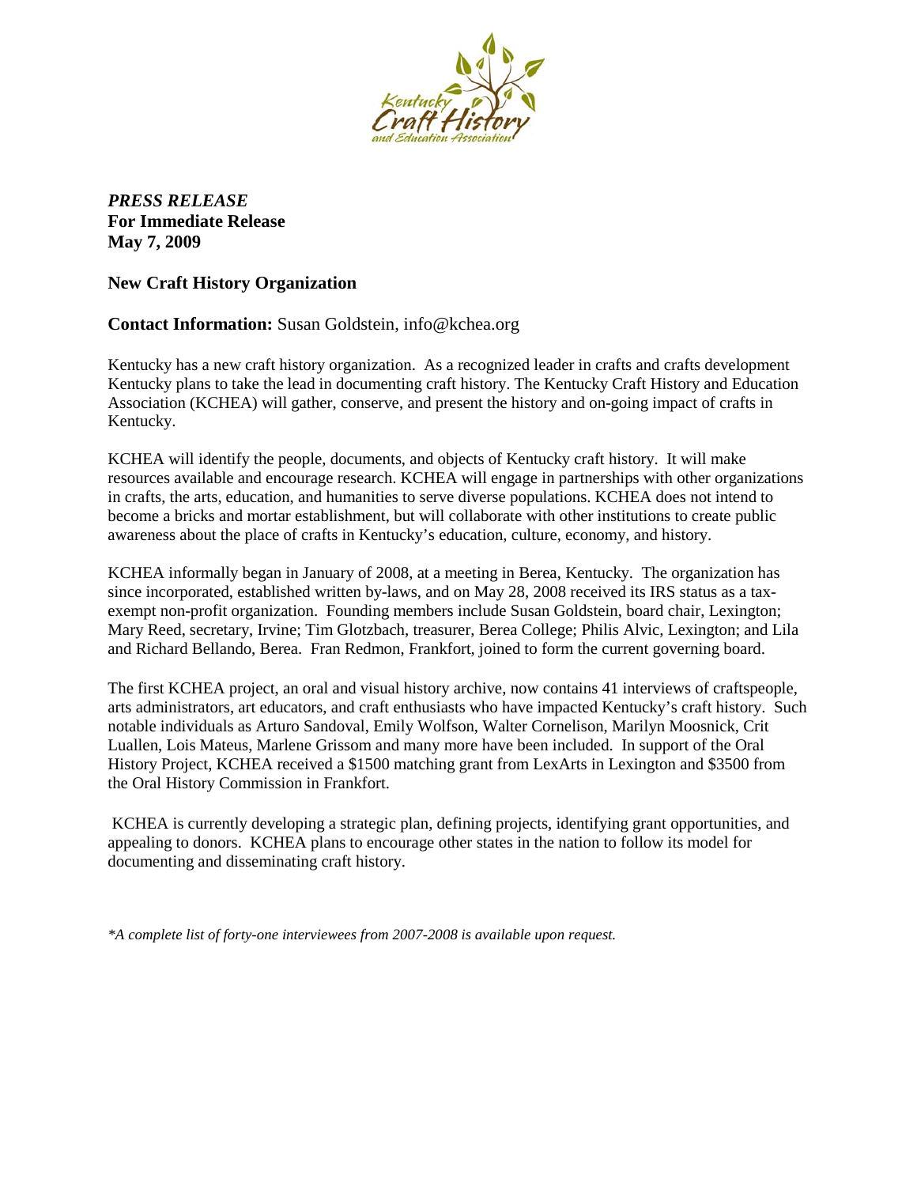*PRESS RELEASE*
**For Immediate Release**
**May 7, 2009**

**New Craft History Organization**

**Contact Information:** Susan Goldstein, info@kchea.org

Kentucky has a new craft history organization. As a recognized leader in crafts and crafts development Kentucky plans to take the lead in documenting craft history. The Kentucky Craft History and Education Association (KCHEA) will gather, conserve, and present the history and on-going impact of crafts in Kentucky.

KCHEA will identify the people, documents, and objects of Kentucky craft history. It will make resources available and encourage research. KCHEA will engage in partnerships with other organizations in crafts, the arts, education, and humanities to serve diverse populations. KCHEA does not intend to become a bricks and mortar establishment, but will collaborate with other institutions to create public awareness about the place of crafts in Kentucky's education, culture, economy, and history.

KCHEA informally began in January of 2008, at a meeting in Berea, Kentucky. The organization has since incorporated, established written by-laws, and on May 28, 2008 received its IRS status as a tax-exempt non-profit organization. Founding members include Susan Goldstein, board chair, Lexington; Mary Reed, secretary, Irvine; Tim Glotzbach, treasurer, Berea College; Philis Alvic, Lexington; and Lila and Richard Bellando, Berea. Fran Redmon, Frankfort, joined to form the current governing board.

The first KCHEA project, an oral and visual history archive, now contains 41 interviews of craftspeople, arts administrators, art educators, and craft enthusiasts who have impacted Kentucky's craft history. Such notable individuals as Arturo Sandoval, Emily Wolfson, Walter Cornelison, Marilyn Moosnick, Crit Luallen, Lois Mateus, Marlene Grissom and many more have been included. In support of the Oral History Project, KCHEA received a $1500 matching grant from LexArts in Lexington and $3500 from the Oral History Commission in Frankfort.

KCHEA is currently developing a strategic plan, defining projects, identifying grant opportunities, and appealing to donors. KCHEA plans to encourage other states in the nation to follow its model for documenting and disseminating craft history.

*\*A complete list of forty-one interviewees from 2007-2008 is available upon request.*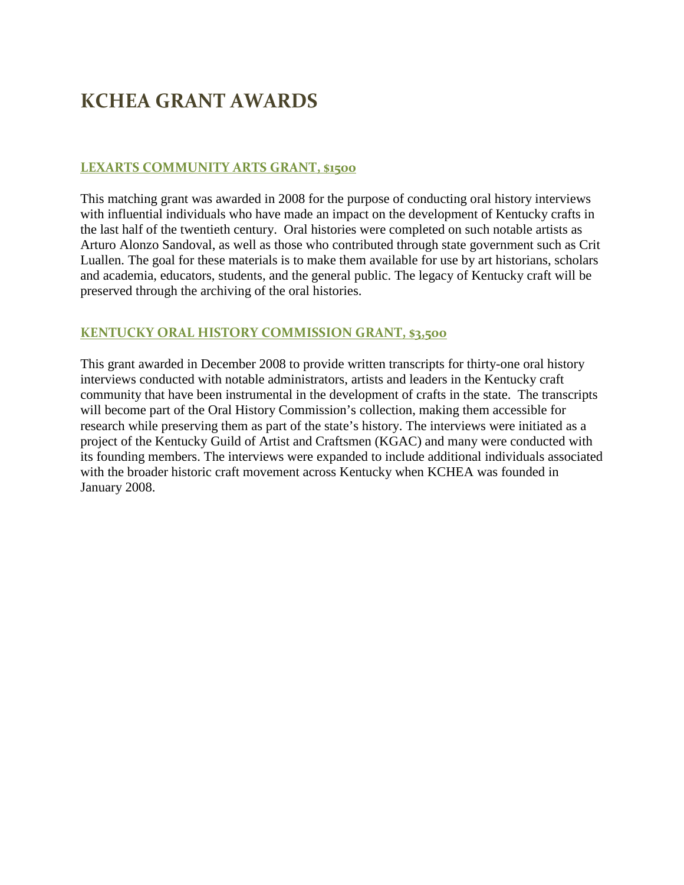# KCHEA GRANT AWARDS

## LEXARTS COMMUNITY ARTS GRANT, $1500

This matching grant was awarded in 2008 for the purpose of conducting oral history interviews with influential individuals who have made an impact on the development of Kentucky crafts in the last half of the twentieth century. Oral histories were completed on such notable artists as Arturo Alonzo Sandoval, as well as those who contributed through state government such as Crit Luallen. The goal for these materials is to make them available for use by art historians, scholars and academia, educators, students, and the general public. The legacy of Kentucky craft will be preserved through the archiving of the oral histories.

## KENTUCKY ORAL HISTORY COMMISSION GRANT, $3,500

This grant awarded in December 2008 to provide written transcripts for thirty-one oral history interviews conducted with notable administrators, artists and leaders in the Kentucky craft community that have been instrumental in the development of crafts in the state. The transcripts will become part of the Oral History Commission's collection, making them accessible for research while preserving them as part of the state's history. The interviews were initiated as a project of the Kentucky Guild of Artist and Craftsmen (KGAC) and many were conducted with its founding members. The interviews were expanded to include additional individuals associated with the broader historic craft movement across Kentucky when KCHEA was founded in January 2008.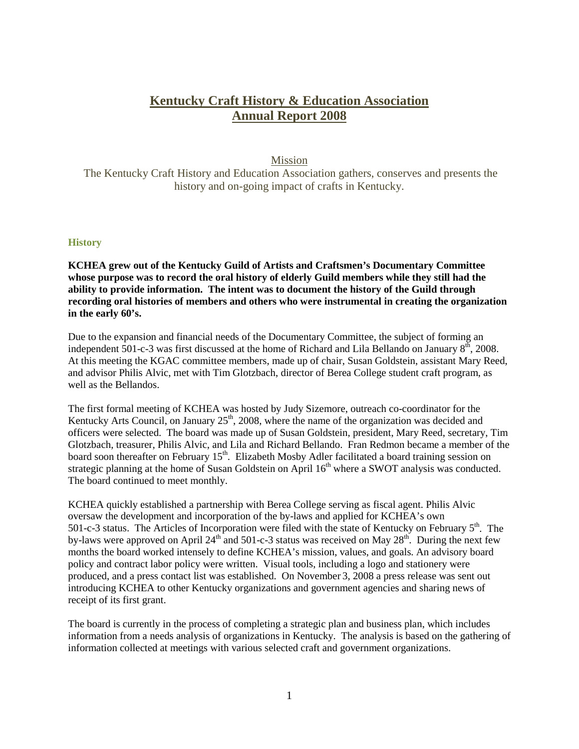# Kentucky Craft History & Education Association
# Annual Report 2008

## Mission

The Kentucky Craft History and Education Association gathers, conserves and presents the history and on-going impact of crafts in Kentucky.

### History

**KCHEA grew out of the Kentucky Guild of Artists and Craftsmen's Documentary Committee whose purpose was to record the oral history of elderly Guild members while they still had the ability to provide information. The intent was to document the history of the Guild through recording oral histories of members and others who were instrumental in creating the organization in the early 60's.**

Due to the expansion and financial needs of the Documentary Committee, the subject of forming an independent 501-c-3 was first discussed at the home of Richard and Lila Bellando on January 8th, 2008. At this meeting the KGAC committee members, made up of chair, Susan Goldstein, assistant Mary Reed, and advisor Philis Alvic, met with Tim Glotzbach, director of Berea College student craft program, as well as the Bellandos.

The first formal meeting of KCHEA was hosted by Judy Sizemore, outreach co-coordinator for the Kentucky Arts Council, on January 25th, 2008, where the name of the organization was decided and officers were selected. The board was made up of Susan Goldstein, president, Mary Reed, secretary, Tim Glotzbach, treasurer, Philis Alvic, and Lila and Richard Bellando. Fran Redmon became a member of the board soon thereafter on February 15th. Elizabeth Mosby Adler facilitated a board training session on strategic planning at the home of Susan Goldstein on April 16th where a SWOT analysis was conducted. The board continued to meet monthly.

KCHEA quickly established a partnership with Berea College serving as fiscal agent. Philis Alvic oversaw the development and incorporation of the by-laws and applied for KCHEA's own 501-c-3 status. The Articles of Incorporation were filed with the state of Kentucky on February 5th. The by-laws were approved on April 24th and 501-c-3 status was received on May 28th. During the next few months the board worked intensely to define KCHEA's mission, values, and goals. An advisory board policy and contract labor policy were written. Visual tools, including a logo and stationery were produced, and a press contact list was established. On November 3, 2008 a press release was sent out introducing KCHEA to other Kentucky organizations and government agencies and sharing news of receipt of its first grant.

The board is currently in the process of completing a strategic plan and business plan, which includes information from a needs analysis of organizations in Kentucky. The analysis is based on the gathering of information collected at meetings with various selected craft and government organizations.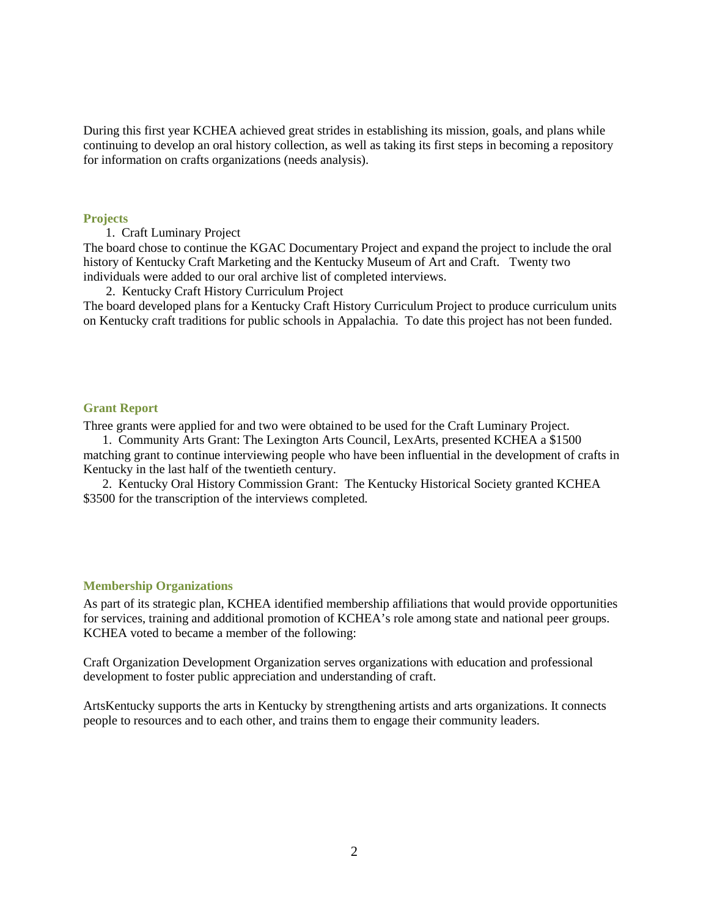During this first year KCHEA achieved great strides in establishing its mission, goals, and plans while continuing to develop an oral history collection, as well as taking its first steps in becoming a repository for information on crafts organizations (needs analysis).

## Projects

1. Craft Luminary Project

The board chose to continue the KGAC Documentary Project and expand the project to include the oral history of Kentucky Craft Marketing and the Kentucky Museum of Art and Craft. Twenty two individuals were added to our oral archive list of completed interviews.

2. Kentucky Craft History Curriculum Project

The board developed plans for a Kentucky Craft History Curriculum Project to produce curriculum units on Kentucky craft traditions for public schools in Appalachia. To date this project has not been funded.

## Grant Report

Three grants were applied for and two were obtained to be used for the Craft Luminary Project.

1. Community Arts Grant: The Lexington Arts Council, LexArts, presented KCHEA a $1500 matching grant to continue interviewing people who have been influential in the development of crafts in Kentucky in the last half of the twentieth century.
2. Kentucky Oral History Commission Grant: The Kentucky Historical Society granted KCHEA $3500 for the transcription of the interviews completed.

## Membership Organizations

As part of its strategic plan, KCHEA identified membership affiliations that would provide opportunities for services, training and additional promotion of KCHEA's role among state and national peer groups. KCHEA voted to became a member of the following:

Craft Organization Development Organization serves organizations with education and professional development to foster public appreciation and understanding of craft.

ArtsKentucky supports the arts in Kentucky by strengthening artists and arts organizations. It connects people to resources and to each other, and trains them to engage their community leaders.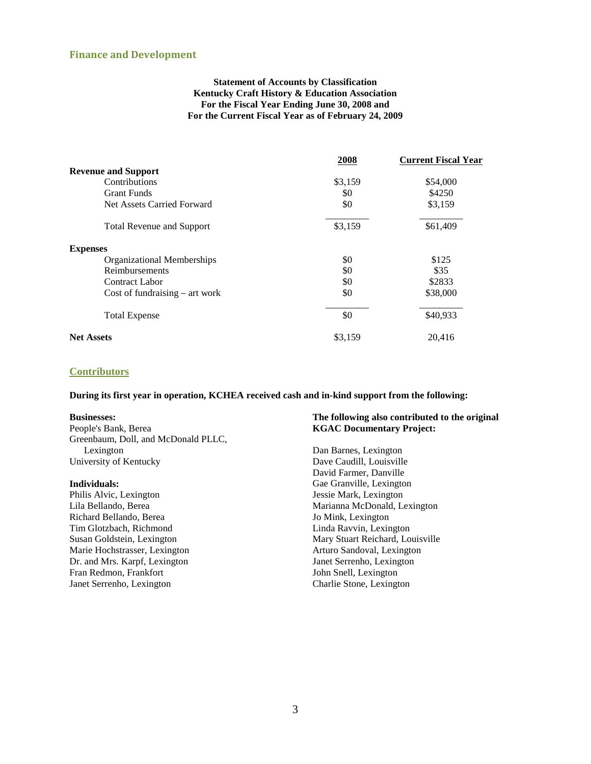## Finance and Development

**Statement of Accounts by Classification**
**Kentucky Craft History & Education Association**
**For the Fiscal Year Ending June 30, 2008 and**
**For the Current Fiscal Year as of February 24, 2009**

| | 2008 | Current Fiscal Year |
|---|---|---|
| **Revenue and Support** | | |
| Contributions | $3,159 | $54,000 |
| Grant Funds | $0 | $4250 |
| Net Assets Carried Forward | $0 | $3,159 |
| Total Revenue and Support | $3,159 | $61,409 |
| **Expenses** | | |
| Organizational Memberships | $0 | $125 |
| Reimbursements | $0 | $35 |
| Contract Labor | $0 | $2833 |
| Cost of fundraising – art work | $0 | $38,000 |
| Total Expense | $0 | $40,933 |
| **Net Assets** | $3,159 | 20,416 |

## Contributors

**During its first year in operation, KCHEA received cash and in-kind support from the following:**

**Businesses:**
People's Bank, Berea
Greenbaum, Doll, and McDonald PLLC, Lexington
University of Kentucky

**Individuals:**
Philis Alvic, Lexington
Lila Bellando, Berea
Richard Bellando, Berea
Tim Glotzbach, Richmond
Susan Goldstein, Lexington
Marie Hochstrasser, Lexington
Dr. and Mrs. Karpf, Lexington
Fran Redmon, Frankfort
Janet Serrenho, Lexington

**The following also contributed to the original KGAC Documentary Project:**

Dan Barnes, Lexington
Dave Caudill, Louisville
David Farmer, Danville
Gae Granville, Lexington
Jessie Mark, Lexington
Marianna McDonald, Lexington
Jo Mink, Lexington
Linda Ravvin, Lexington
Mary Stuart Reichard, Louisville
Arturo Sandoval, Lexington
Janet Serrenho, Lexington
John Snell, Lexington
Charlie Stone, Lexington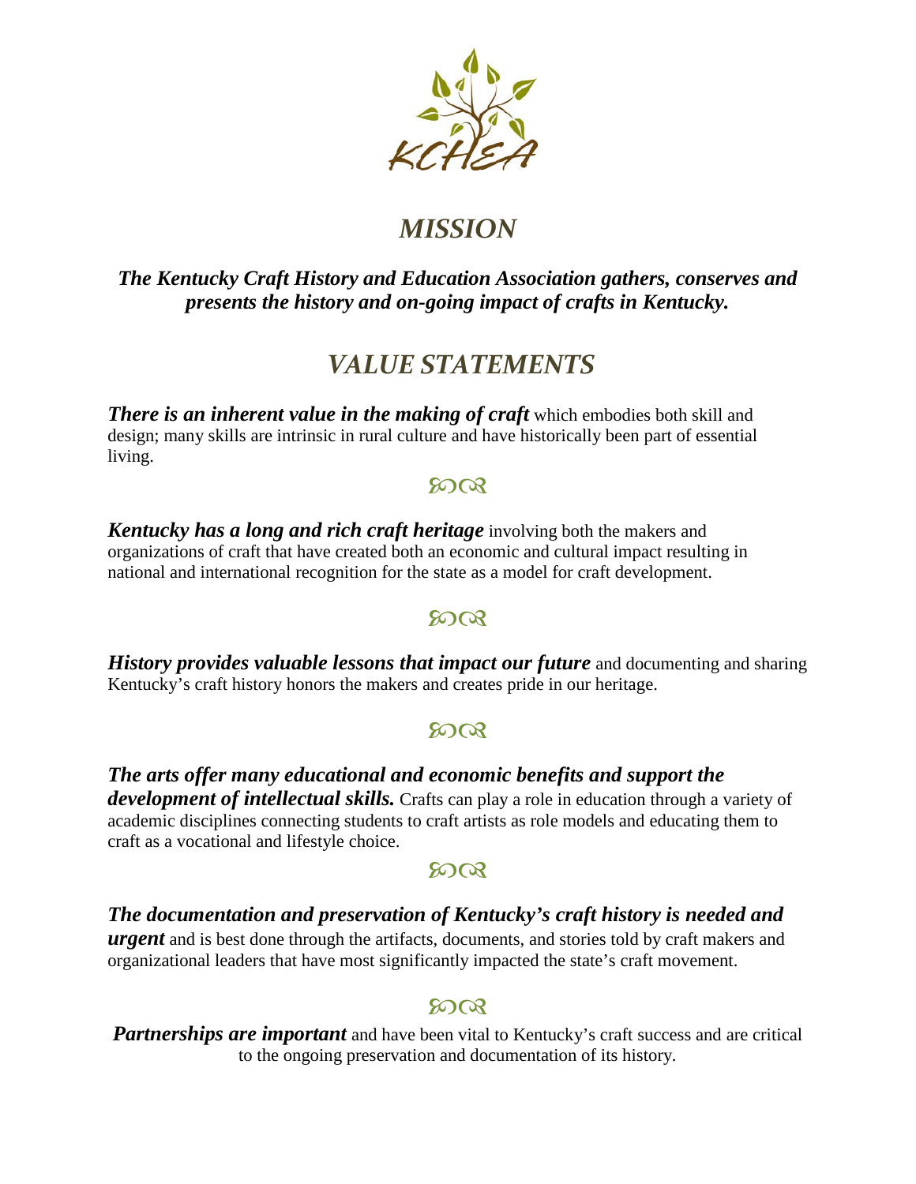KCHEA

# *MISSION*

***The Kentucky Craft History and Education Association gathers, conserves and presents the history and on-going impact of crafts in Kentucky.***

# *VALUE STATEMENTS*

***There is an inherent value in the making of craft*** which embodies both skill and design; many skills are intrinsic in rural culture and have historically been part of essential living.

***Kentucky has a long and rich craft heritage*** involving both the makers and organizations of craft that have created both an economic and cultural impact resulting in national and international recognition for the state as a model for craft development.

***History provides valuable lessons that impact our future*** and documenting and sharing Kentucky's craft history honors the makers and creates pride in our heritage.

***The arts offer many educational and economic benefits and support the development of intellectual skills.*** Crafts can play a role in education through a variety of academic disciplines connecting students to craft artists as role models and educating them to craft as a vocational and lifestyle choice.

***The documentation and preservation of Kentucky's craft history is needed and urgent*** and is best done through the artifacts, documents, and stories told by craft makers and organizational leaders that have most significantly impacted the state's craft movement.

***Partnerships are important*** and have been vital to Kentucky's craft success and are critical to the ongoing preservation and documentation of its history.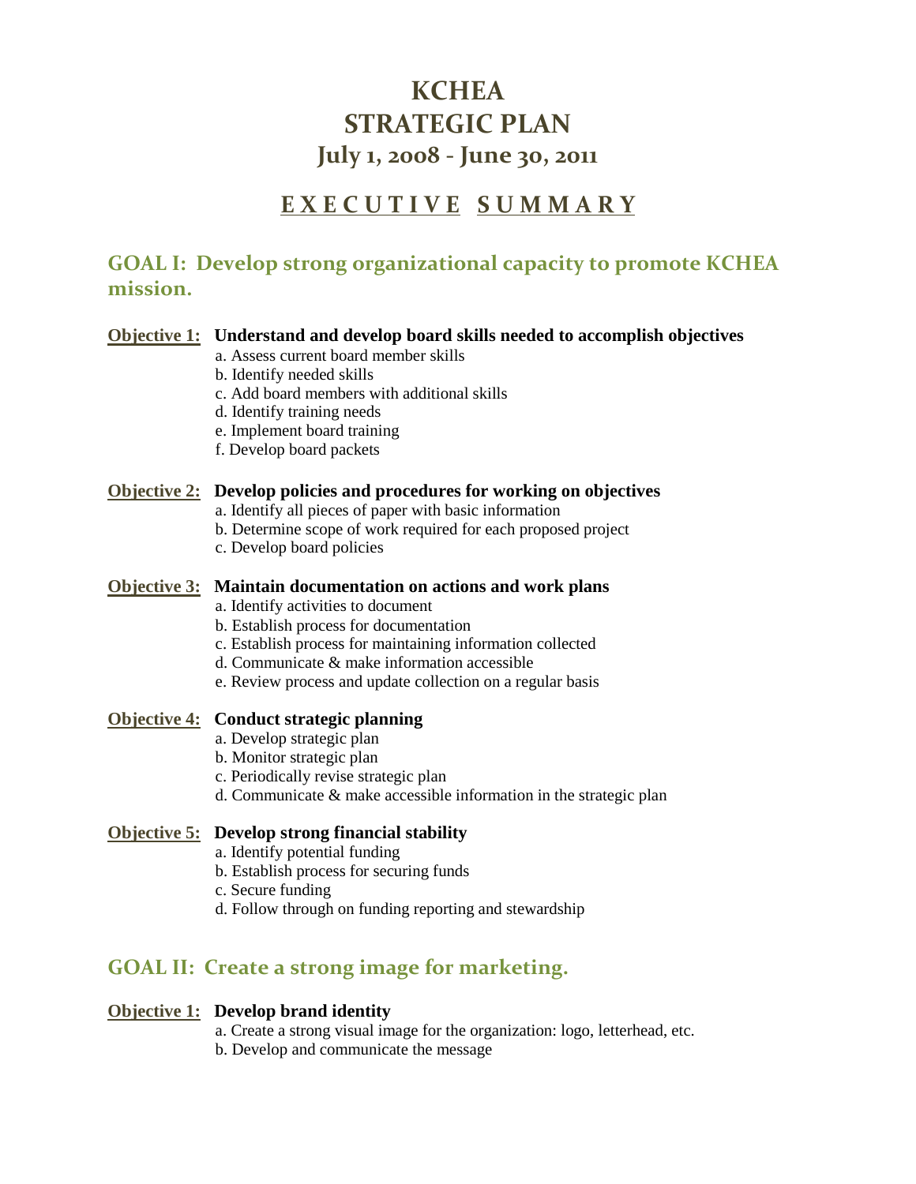# KCHEA
# STRATEGIC PLAN
## July 1, 2008 - June 30, 2011

## E X E C U T I V E  S U M M A R Y

## GOAL I: Develop strong organizational capacity to promote KCHEA mission.

**Objective 1: Understand and develop board skills needed to accomplish objectives**

a. Assess current board member skills
b. Identify needed skills
c. Add board members with additional skills
d. Identify training needs
e. Implement board training
f. Develop board packets

**Objective 2: Develop policies and procedures for working on objectives**

a. Identify all pieces of paper with basic information
b. Determine scope of work required for each proposed project
c. Develop board policies

**Objective 3: Maintain documentation on actions and work plans**

a. Identify activities to document
b. Establish process for documentation
c. Establish process for maintaining information collected
d. Communicate & make information accessible
e. Review process and update collection on a regular basis

**Objective 4: Conduct strategic planning**

a. Develop strategic plan
b. Monitor strategic plan
c. Periodically revise strategic plan
d. Communicate & make accessible information in the strategic plan

**Objective 5: Develop strong financial stability**

a. Identify potential funding
b. Establish process for securing funds
c. Secure funding
d. Follow through on funding reporting and stewardship

## GOAL II: Create a strong image for marketing.

**Objective 1: Develop brand identity**

a. Create a strong visual image for the organization: logo, letterhead, etc.
b. Develop and communicate the message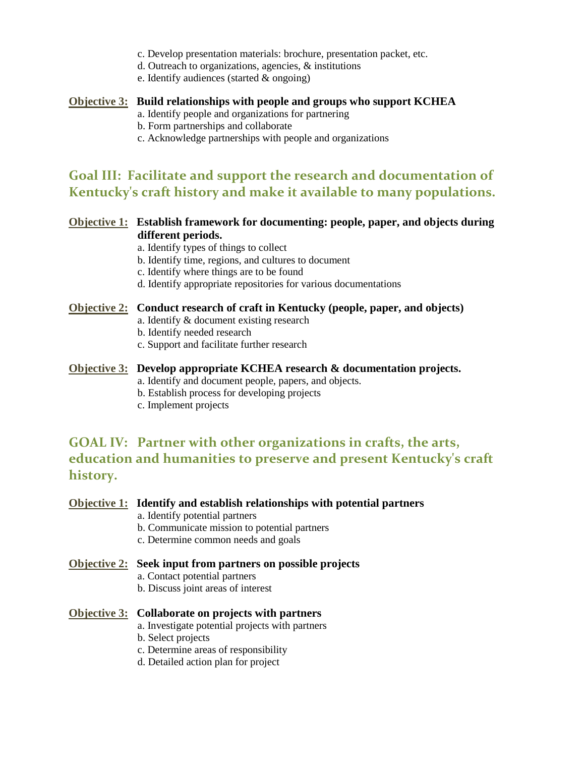c. Develop presentation materials: brochure, presentation packet, etc.
d. Outreach to organizations, agencies, & institutions
e. Identify audiences (started & ongoing)

**Objective 3:** **Build relationships with people and groups who support KCHEA**
a. Identify people and organizations for partnering
b. Form partnerships and collaborate
c. Acknowledge partnerships with people and organizations

## Goal III: Facilitate and support the research and documentation of Kentucky's craft history and make it available to many populations.

**Objective 1:** **Establish framework for documenting: people, paper, and objects during different periods.**
a. Identify types of things to collect
b. Identify time, regions, and cultures to document
c. Identify where things are to be found
d. Identify appropriate repositories for various documentations

**Objective 2:** **Conduct research of craft in Kentucky (people, paper, and objects)**
a. Identify & document existing research
b. Identify needed research
c. Support and facilitate further research

**Objective 3:** **Develop appropriate KCHEA research & documentation projects.**
a. Identify and document people, papers, and objects.
b. Establish process for developing projects
c. Implement projects

## GOAL IV: Partner with other organizations in crafts, the arts, education and humanities to preserve and present Kentucky's craft history.

**Objective 1:** **Identify and establish relationships with potential partners**
a. Identify potential partners
b. Communicate mission to potential partners
c. Determine common needs and goals

**Objective 2:** **Seek input from partners on possible projects**
a. Contact potential partners
b. Discuss joint areas of interest

**Objective 3:** **Collaborate on projects with partners**
a. Investigate potential projects with partners
b. Select projects
c. Determine areas of responsibility
d. Detailed action plan for project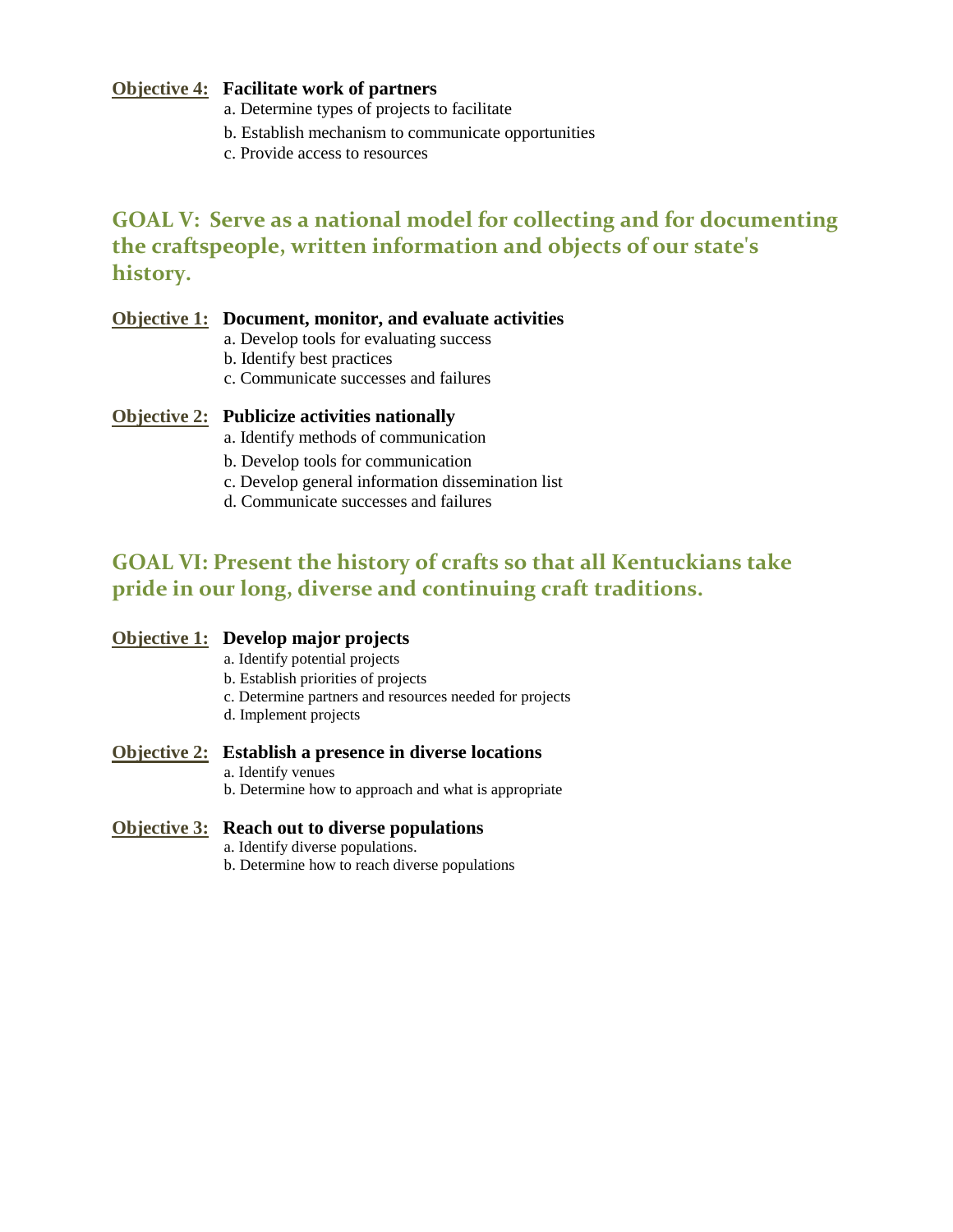**Objective 4: Facilitate work of partners**

a. Determine types of projects to facilitate
b. Establish mechanism to communicate opportunities
c. Provide access to resources

## GOAL V: Serve as a national model for collecting and for documenting the craftspeople, written information and objects of our state's history.

**Objective 1: Document, monitor, and evaluate activities**

a. Develop tools for evaluating success
b. Identify best practices
c. Communicate successes and failures

**Objective 2: Publicize activities nationally**

a. Identify methods of communication
b. Develop tools for communication
c. Develop general information dissemination list
d. Communicate successes and failures

## GOAL VI: Present the history of crafts so that all Kentuckians take pride in our long, diverse and continuing craft traditions.

**Objective 1: Develop major projects**

a. Identify potential projects
b. Establish priorities of projects
c. Determine partners and resources needed for projects
d. Implement projects

**Objective 2: Establish a presence in diverse locations**

a. Identify venues
b. Determine how to approach and what is appropriate

**Objective 3: Reach out to diverse populations**

a. Identify diverse populations.
b. Determine how to reach diverse populations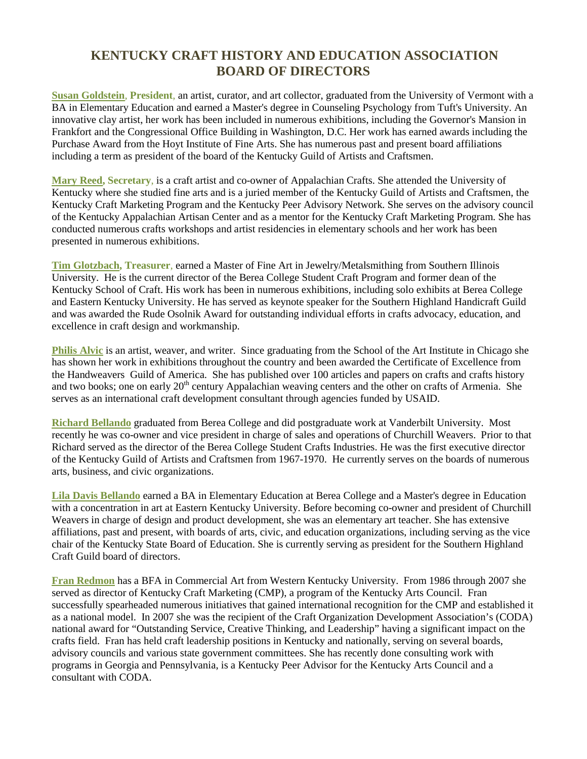# KENTUCKY CRAFT HISTORY AND EDUCATION ASSOCIATION BOARD OF DIRECTORS

**Susan Goldstein, President**, an artist, curator, and art collector, graduated from the University of Vermont with a BA in Elementary Education and earned a Master's degree in Counseling Psychology from Tuft's University. An innovative clay artist, her work has been included in numerous exhibitions, including the Governor's Mansion in Frankfort and the Congressional Office Building in Washington, D.C. Her work has earned awards including the Purchase Award from the Hoyt Institute of Fine Arts. She has numerous past and present board affiliations including a term as president of the board of the Kentucky Guild of Artists and Craftsmen.

**Mary Reed, Secretary**, is a craft artist and co-owner of Appalachian Crafts. She attended the University of Kentucky where she studied fine arts and is a juried member of the Kentucky Guild of Artists and Craftsmen, the Kentucky Craft Marketing Program and the Kentucky Peer Advisory Network. She serves on the advisory council of the Kentucky Appalachian Artisan Center and as a mentor for the Kentucky Craft Marketing Program. She has conducted numerous crafts workshops and artist residencies in elementary schools and her work has been presented in numerous exhibitions.

**Tim Glotzbach, Treasurer**, earned a Master of Fine Art in Jewelry/Metalsmithing from Southern Illinois University. He is the current director of the Berea College Student Craft Program and former dean of the Kentucky School of Craft. His work has been in numerous exhibitions, including solo exhibits at Berea College and Eastern Kentucky University. He has served as keynote speaker for the Southern Highland Handicraft Guild and was awarded the Rude Osolnik Award for outstanding individual efforts in crafts advocacy, education, and excellence in craft design and workmanship.

**Philis Alvic** is an artist, weaver, and writer. Since graduating from the School of the Art Institute in Chicago she has shown her work in exhibitions throughout the country and been awarded the Certificate of Excellence from the Handweavers Guild of America. She has published over 100 articles and papers on crafts and crafts history and two books; one on early 20th century Appalachian weaving centers and the other on crafts of Armenia. She serves as an international craft development consultant through agencies funded by USAID.

**Richard Bellando** graduated from Berea College and did postgraduate work at Vanderbilt University. Most recently he was co-owner and vice president in charge of sales and operations of Churchill Weavers. Prior to that Richard served as the director of the Berea College Student Crafts Industries. He was the first executive director of the Kentucky Guild of Artists and Craftsmen from 1967-1970. He currently serves on the boards of numerous arts, business, and civic organizations.

**Lila Davis Bellando** earned a BA in Elementary Education at Berea College and a Master's degree in Education with a concentration in art at Eastern Kentucky University. Before becoming co-owner and president of Churchill Weavers in charge of design and product development, she was an elementary art teacher. She has extensive affiliations, past and present, with boards of arts, civic, and education organizations, including serving as the vice chair of the Kentucky State Board of Education. She is currently serving as president for the Southern Highland Craft Guild board of directors.

**Fran Redmon** has a BFA in Commercial Art from Western Kentucky University. From 1986 through 2007 she served as director of Kentucky Craft Marketing (CMP), a program of the Kentucky Arts Council. Fran successfully spearheaded numerous initiatives that gained international recognition for the CMP and established it as a national model. In 2007 she was the recipient of the Craft Organization Development Association's (CODA) national award for "Outstanding Service, Creative Thinking, and Leadership" having a significant impact on the crafts field. Fran has held craft leadership positions in Kentucky and nationally, serving on several boards, advisory councils and various state government committees. She has recently done consulting work with programs in Georgia and Pennsylvania, is a Kentucky Peer Advisor for the Kentucky Arts Council and a consultant with CODA.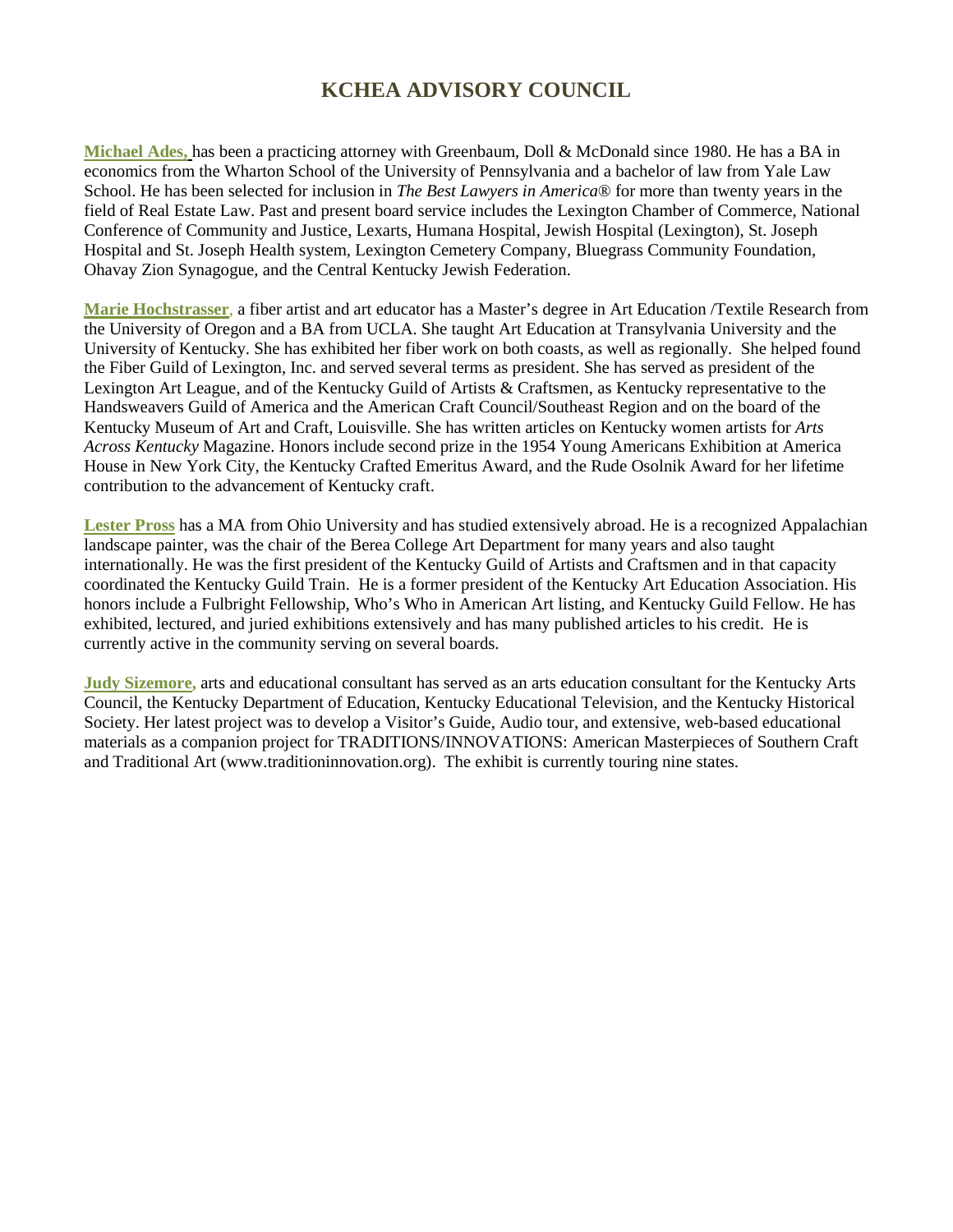# KCHEA ADVISORY COUNCIL

**Michael Ades,** has been a practicing attorney with Greenbaum, Doll & McDonald since 1980. He has a BA in economics from the Wharton School of the University of Pennsylvania and a bachelor of law from Yale Law School. He has been selected for inclusion in *The Best Lawyers in America®* for more than twenty years in the field of Real Estate Law. Past and present board service includes the Lexington Chamber of Commerce, National Conference of Community and Justice, Lexarts, Humana Hospital, Jewish Hospital (Lexington), St. Joseph Hospital and St. Joseph Health system, Lexington Cemetery Company, Bluegrass Community Foundation, Ohavay Zion Synagogue, and the Central Kentucky Jewish Federation.

**Marie Hochstrasser**, a fiber artist and art educator has a Master's degree in Art Education /Textile Research from the University of Oregon and a BA from UCLA. She taught Art Education at Transylvania University and the University of Kentucky. She has exhibited her fiber work on both coasts, as well as regionally. She helped found the Fiber Guild of Lexington, Inc. and served several terms as president. She has served as president of the Lexington Art League, and of the Kentucky Guild of Artists & Craftsmen, as Kentucky representative to the Handsweavers Guild of America and the American Craft Council/Southeast Region and on the board of the Kentucky Museum of Art and Craft, Louisville. She has written articles on Kentucky women artists for *Arts Across Kentucky* Magazine. Honors include second prize in the 1954 Young Americans Exhibition at America House in New York City, the Kentucky Crafted Emeritus Award, and the Rude Osolnik Award for her lifetime contribution to the advancement of Kentucky craft.

**Lester Pross** has a MA from Ohio University and has studied extensively abroad. He is a recognized Appalachian landscape painter, was the chair of the Berea College Art Department for many years and also taught internationally. He was the first president of the Kentucky Guild of Artists and Craftsmen and in that capacity coordinated the Kentucky Guild Train. He is a former president of the Kentucky Art Education Association. His honors include a Fulbright Fellowship, Who's Who in American Art listing, and Kentucky Guild Fellow. He has exhibited, lectured, and juried exhibitions extensively and has many published articles to his credit. He is currently active in the community serving on several boards.

**Judy Sizemore,** arts and educational consultant has served as an arts education consultant for the Kentucky Arts Council, the Kentucky Department of Education, Kentucky Educational Television, and the Kentucky Historical Society. Her latest project was to develop a Visitor's Guide, Audio tour, and extensive, web-based educational materials as a companion project for TRADITIONS/INNOVATIONS: American Masterpieces of Southern Craft and Traditional Art (www.traditioninnovation.org). The exhibit is currently touring nine states.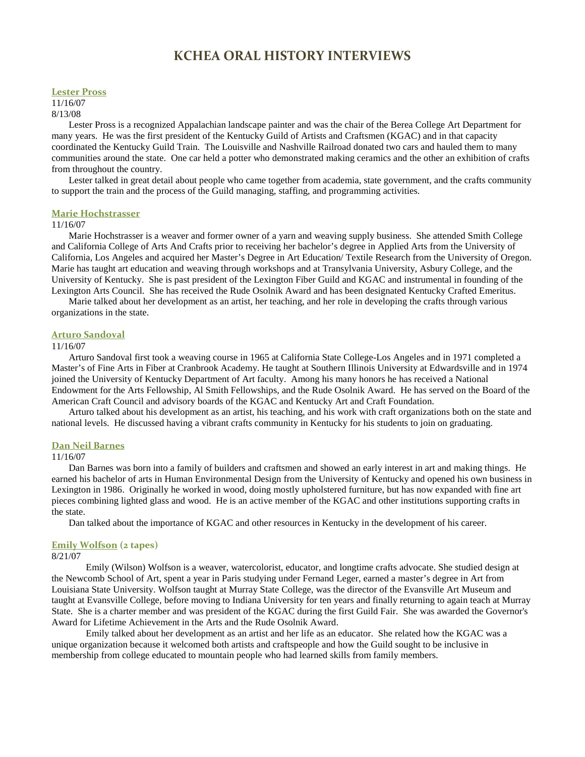# KCHEA ORAL HISTORY INTERVIEWS

### Lester Pross

11/16/07
8/13/08

Lester Pross is a recognized Appalachian landscape painter and was the chair of the Berea College Art Department for many years. He was the first president of the Kentucky Guild of Artists and Craftsmen (KGAC) and in that capacity coordinated the Kentucky Guild Train. The Louisville and Nashville Railroad donated two cars and hauled them to many communities around the state. One car held a potter who demonstrated making ceramics and the other an exhibition of crafts from throughout the country.

Lester talked in great detail about people who came together from academia, state government, and the crafts community to support the train and the process of the Guild managing, staffing, and programming activities.

### Marie Hochstrasser

11/16/07

Marie Hochstrasser is a weaver and former owner of a yarn and weaving supply business. She attended Smith College and California College of Arts And Crafts prior to receiving her bachelor's degree in Applied Arts from the University of California, Los Angeles and acquired her Master's Degree in Art Education/ Textile Research from the University of Oregon. Marie has taught art education and weaving through workshops and at Transylvania University, Asbury College, and the University of Kentucky. She is past president of the Lexington Fiber Guild and KGAC and instrumental in founding of the Lexington Arts Council. She has received the Rude Osolnik Award and has been designated Kentucky Crafted Emeritus.

Marie talked about her development as an artist, her teaching, and her role in developing the crafts through various organizations in the state.

### Arturo Sandoval

11/16/07

Arturo Sandoval first took a weaving course in 1965 at California State College-Los Angeles and in 1971 completed a Master's of Fine Arts in Fiber at Cranbrook Academy. He taught at Southern Illinois University at Edwardsville and in 1974 joined the University of Kentucky Department of Art faculty. Among his many honors he has received a National Endowment for the Arts Fellowship, Al Smith Fellowships, and the Rude Osolnik Award. He has served on the Board of the American Craft Council and advisory boards of the KGAC and Kentucky Art and Craft Foundation.

Arturo talked about his development as an artist, his teaching, and his work with craft organizations both on the state and national levels. He discussed having a vibrant crafts community in Kentucky for his students to join on graduating.

### Dan Neil Barnes

11/16/07

Dan Barnes was born into a family of builders and craftsmen and showed an early interest in art and making things. He earned his bachelor of arts in Human Environmental Design from the University of Kentucky and opened his own business in Lexington in 1986. Originally he worked in wood, doing mostly upholstered furniture, but has now expanded with fine art pieces combining lighted glass and wood. He is an active member of the KGAC and other institutions supporting crafts in the state.

Dan talked about the importance of KGAC and other resources in Kentucky in the development of his career.

### Emily Wolfson (2 tapes)

8/21/07

Emily (Wilson) Wolfson is a weaver, watercolorist, educator, and longtime crafts advocate. She studied design at the Newcomb School of Art, spent a year in Paris studying under Fernand Leger, earned a master's degree in Art from Louisiana State University. Wolfson taught at Murray State College, was the director of the Evansville Art Museum and taught at Evansville College, before moving to Indiana University for ten years and finally returning to again teach at Murray State. She is a charter member and was president of the KGAC during the first Guild Fair. She was awarded the Governor's Award for Lifetime Achievement in the Arts and the Rude Osolnik Award.

Emily talked about her development as an artist and her life as an educator. She related how the KGAC was a unique organization because it welcomed both artists and craftspeople and how the Guild sought to be inclusive in membership from college educated to mountain people who had learned skills from family members.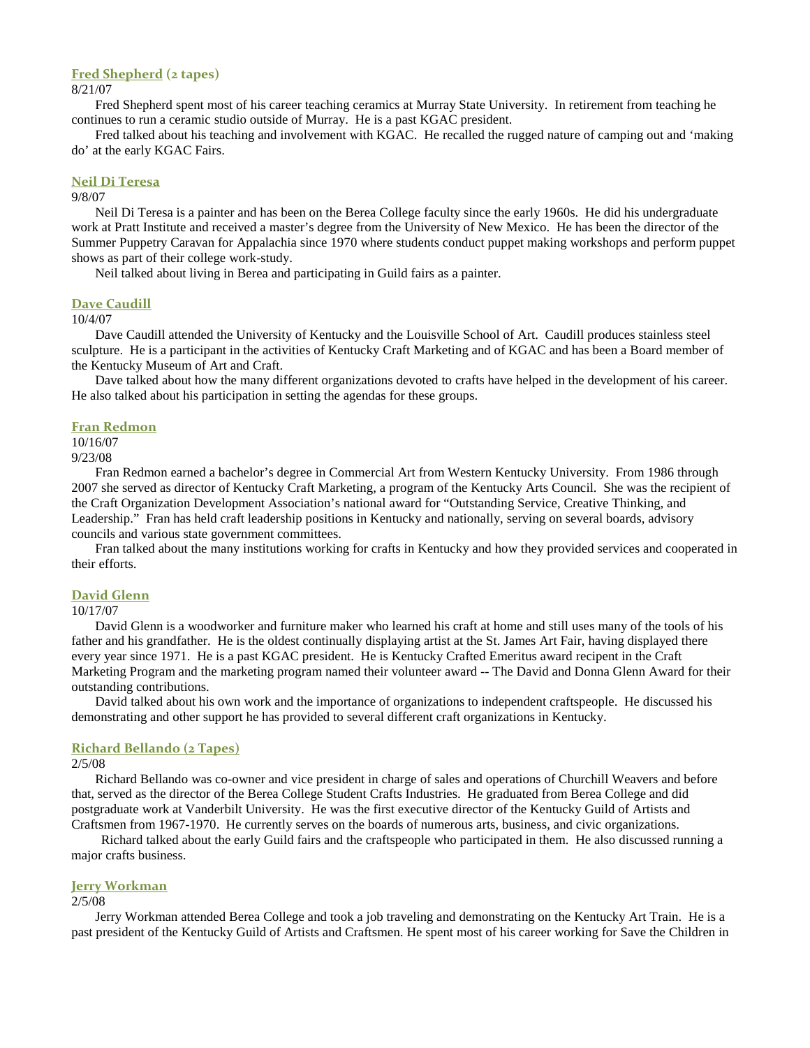### Fred Shepherd (2 tapes)

8/21/07

Fred Shepherd spent most of his career teaching ceramics at Murray State University. In retirement from teaching he continues to run a ceramic studio outside of Murray. He is a past KGAC president.

Fred talked about his teaching and involvement with KGAC. He recalled the rugged nature of camping out and 'making do' at the early KGAC Fairs.

### Neil Di Teresa

9/8/07

Neil Di Teresa is a painter and has been on the Berea College faculty since the early 1960s. He did his undergraduate work at Pratt Institute and received a master's degree from the University of New Mexico. He has been the director of the Summer Puppetry Caravan for Appalachia since 1970 where students conduct puppet making workshops and perform puppet shows as part of their college work-study.

Neil talked about living in Berea and participating in Guild fairs as a painter.

### Dave Caudill

10/4/07

Dave Caudill attended the University of Kentucky and the Louisville School of Art. Caudill produces stainless steel sculpture. He is a participant in the activities of Kentucky Craft Marketing and of KGAC and has been a Board member of the Kentucky Museum of Art and Craft.

Dave talked about how the many different organizations devoted to crafts have helped in the development of his career. He also talked about his participation in setting the agendas for these groups.

### Fran Redmon

10/16/07
9/23/08

Fran Redmon earned a bachelor's degree in Commercial Art from Western Kentucky University. From 1986 through 2007 she served as director of Kentucky Craft Marketing, a program of the Kentucky Arts Council. She was the recipient of the Craft Organization Development Association's national award for "Outstanding Service, Creative Thinking, and Leadership." Fran has held craft leadership positions in Kentucky and nationally, serving on several boards, advisory councils and various state government committees.

Fran talked about the many institutions working for crafts in Kentucky and how they provided services and cooperated in their efforts.

### David Glenn

10/17/07

David Glenn is a woodworker and furniture maker who learned his craft at home and still uses many of the tools of his father and his grandfather. He is the oldest continually displaying artist at the St. James Art Fair, having displayed there every year since 1971. He is a past KGAC president. He is Kentucky Crafted Emeritus award recipent in the Craft Marketing Program and the marketing program named their volunteer award -- The David and Donna Glenn Award for their outstanding contributions.

David talked about his own work and the importance of organizations to independent craftspeople. He discussed his demonstrating and other support he has provided to several different craft organizations in Kentucky.

### Richard Bellando (2 Tapes)

2/5/08

Richard Bellando was co-owner and vice president in charge of sales and operations of Churchill Weavers and before that, served as the director of the Berea College Student Crafts Industries. He graduated from Berea College and did postgraduate work at Vanderbilt University. He was the first executive director of the Kentucky Guild of Artists and Craftsmen from 1967-1970. He currently serves on the boards of numerous arts, business, and civic organizations.

Richard talked about the early Guild fairs and the craftspeople who participated in them. He also discussed running a major crafts business.

### Jerry Workman

2/5/08

Jerry Workman attended Berea College and took a job traveling and demonstrating on the Kentucky Art Train. He is a past president of the Kentucky Guild of Artists and Craftsmen. He spent most of his career working for Save the Children in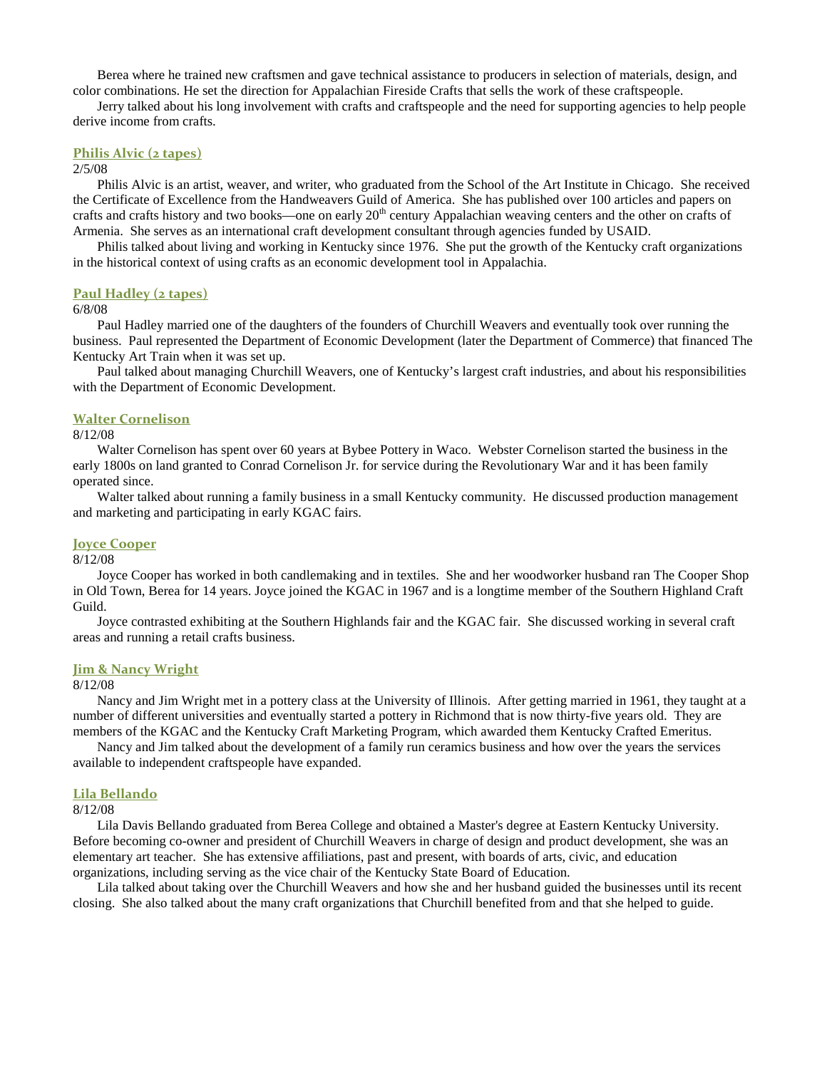Berea where he trained new craftsmen and gave technical assistance to producers in selection of materials, design, and color combinations. He set the direction for Appalachian Fireside Crafts that sells the work of these craftspeople.

Jerry talked about his long involvement with crafts and craftspeople and the need for supporting agencies to help people derive income from crafts.

### Philis Alvic (2 tapes)

2/5/08

Philis Alvic is an artist, weaver, and writer, who graduated from the School of the Art Institute in Chicago. She received the Certificate of Excellence from the Handweavers Guild of America. She has published over 100 articles and papers on crafts and crafts history and two books—one on early 20th century Appalachian weaving centers and the other on crafts of Armenia. She serves as an international craft development consultant through agencies funded by USAID.

Philis talked about living and working in Kentucky since 1976. She put the growth of the Kentucky craft organizations in the historical context of using crafts as an economic development tool in Appalachia.

### Paul Hadley (2 tapes)

6/8/08

Paul Hadley married one of the daughters of the founders of Churchill Weavers and eventually took over running the business. Paul represented the Department of Economic Development (later the Department of Commerce) that financed The Kentucky Art Train when it was set up.

Paul talked about managing Churchill Weavers, one of Kentucky's largest craft industries, and about his responsibilities with the Department of Economic Development.

### Walter Cornelison

8/12/08

Walter Cornelison has spent over 60 years at Bybee Pottery in Waco. Webster Cornelison started the business in the early 1800s on land granted to Conrad Cornelison Jr. for service during the Revolutionary War and it has been family operated since.

Walter talked about running a family business in a small Kentucky community. He discussed production management and marketing and participating in early KGAC fairs.

### Joyce Cooper

8/12/08

Joyce Cooper has worked in both candlemaking and in textiles. She and her woodworker husband ran The Cooper Shop in Old Town, Berea for 14 years. Joyce joined the KGAC in 1967 and is a longtime member of the Southern Highland Craft Guild.

Joyce contrasted exhibiting at the Southern Highlands fair and the KGAC fair. She discussed working in several craft areas and running a retail crafts business.

### Jim & Nancy Wright

8/12/08

Nancy and Jim Wright met in a pottery class at the University of Illinois. After getting married in 1961, they taught at a number of different universities and eventually started a pottery in Richmond that is now thirty-five years old. They are members of the KGAC and the Kentucky Craft Marketing Program, which awarded them Kentucky Crafted Emeritus.

Nancy and Jim talked about the development of a family run ceramics business and how over the years the services available to independent craftspeople have expanded.

### Lila Bellando

8/12/08

Lila Davis Bellando graduated from Berea College and obtained a Master's degree at Eastern Kentucky University. Before becoming co-owner and president of Churchill Weavers in charge of design and product development, she was an elementary art teacher. She has extensive affiliations, past and present, with boards of arts, civic, and education organizations, including serving as the vice chair of the Kentucky State Board of Education.

Lila talked about taking over the Churchill Weavers and how she and her husband guided the businesses until its recent closing. She also talked about the many craft organizations that Churchill benefited from and that she helped to guide.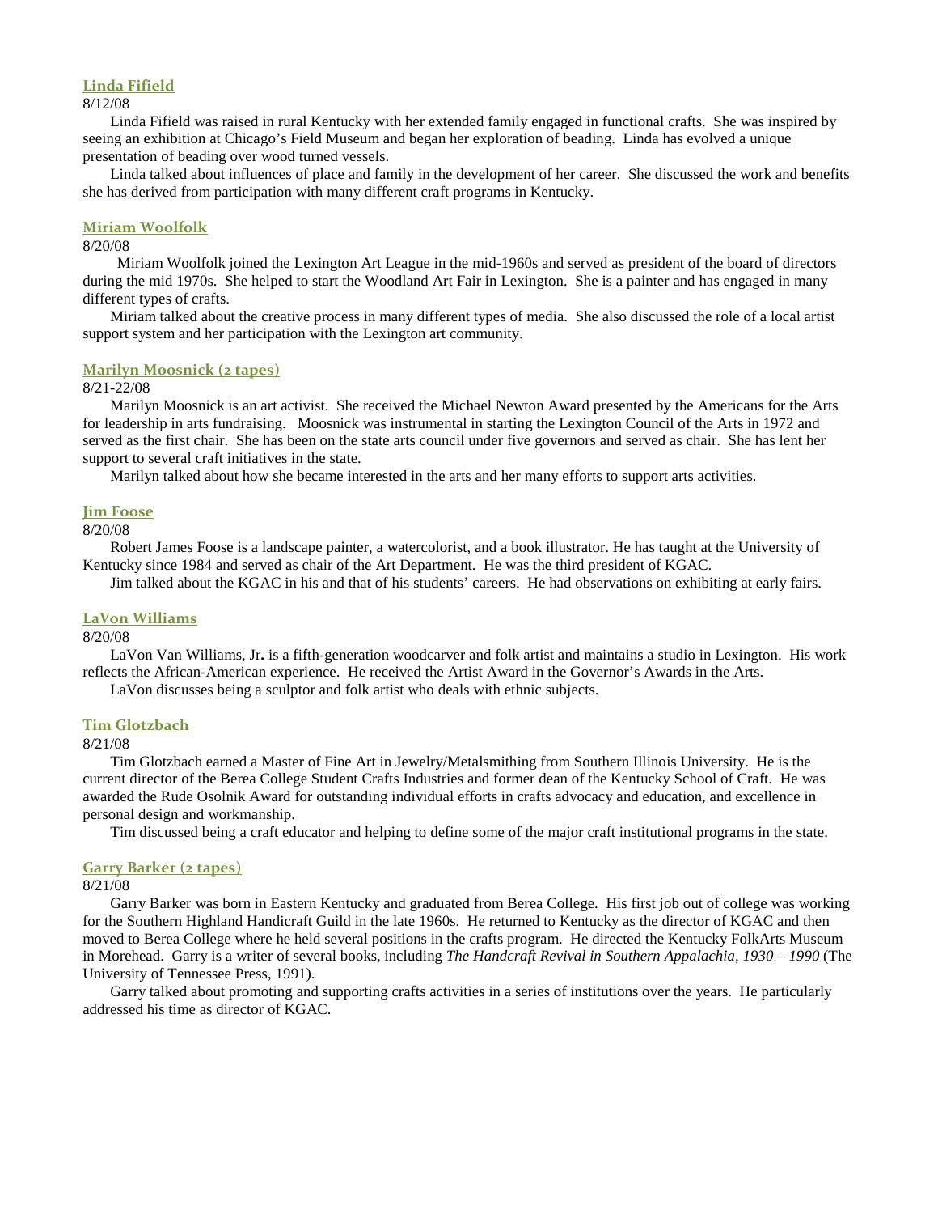### Linda Fifield

8/12/08

Linda Fifield was raised in rural Kentucky with her extended family engaged in functional crafts. She was inspired by seeing an exhibition at Chicago's Field Museum and began her exploration of beading. Linda has evolved a unique presentation of beading over wood turned vessels.

Linda talked about influences of place and family in the development of her career. She discussed the work and benefits she has derived from participation with many different craft programs in Kentucky.

### Miriam Woolfolk

8/20/08

Miriam Woolfolk joined the Lexington Art League in the mid-1960s and served as president of the board of directors during the mid 1970s. She helped to start the Woodland Art Fair in Lexington. She is a painter and has engaged in many different types of crafts.

Miriam talked about the creative process in many different types of media. She also discussed the role of a local artist support system and her participation with the Lexington art community.

### Marilyn Moosnick (2 tapes)

8/21-22/08

Marilyn Moosnick is an art activist. She received the Michael Newton Award presented by the Americans for the Arts for leadership in arts fundraising. Moosnick was instrumental in starting the Lexington Council of the Arts in 1972 and served as the first chair. She has been on the state arts council under five governors and served as chair. She has lent her support to several craft initiatives in the state.

Marilyn talked about how she became interested in the arts and her many efforts to support arts activities.

### Jim Foose

8/20/08

Robert James Foose is a landscape painter, a watercolorist, and a book illustrator. He has taught at the University of Kentucky since 1984 and served as chair of the Art Department. He was the third president of KGAC.

Jim talked about the KGAC in his and that of his students' careers. He had observations on exhibiting at early fairs.

### LaVon Williams

8/20/08

LaVon Van Williams, Jr**.** is a fifth-generation woodcarver and folk artist and maintains a studio in Lexington. His work reflects the African-American experience. He received the Artist Award in the Governor's Awards in the Arts.

LaVon discusses being a sculptor and folk artist who deals with ethnic subjects.

### Tim Glotzbach

8/21/08

Tim Glotzbach earned a Master of Fine Art in Jewelry/Metalsmithing from Southern Illinois University. He is the current director of the Berea College Student Crafts Industries and former dean of the Kentucky School of Craft. He was awarded the Rude Osolnik Award for outstanding individual efforts in crafts advocacy and education, and excellence in personal design and workmanship.

Tim discussed being a craft educator and helping to define some of the major craft institutional programs in the state.

### Garry Barker (2 tapes)

8/21/08

Garry Barker was born in Eastern Kentucky and graduated from Berea College. His first job out of college was working for the Southern Highland Handicraft Guild in the late 1960s. He returned to Kentucky as the director of KGAC and then moved to Berea College where he held several positions in the crafts program. He directed the Kentucky FolkArts Museum in Morehead. Garry is a writer of several books, including *The Handcraft Revival in Southern Appalachia, 1930 – 1990* (The University of Tennessee Press, 1991).

Garry talked about promoting and supporting crafts activities in a series of institutions over the years. He particularly addressed his time as director of KGAC.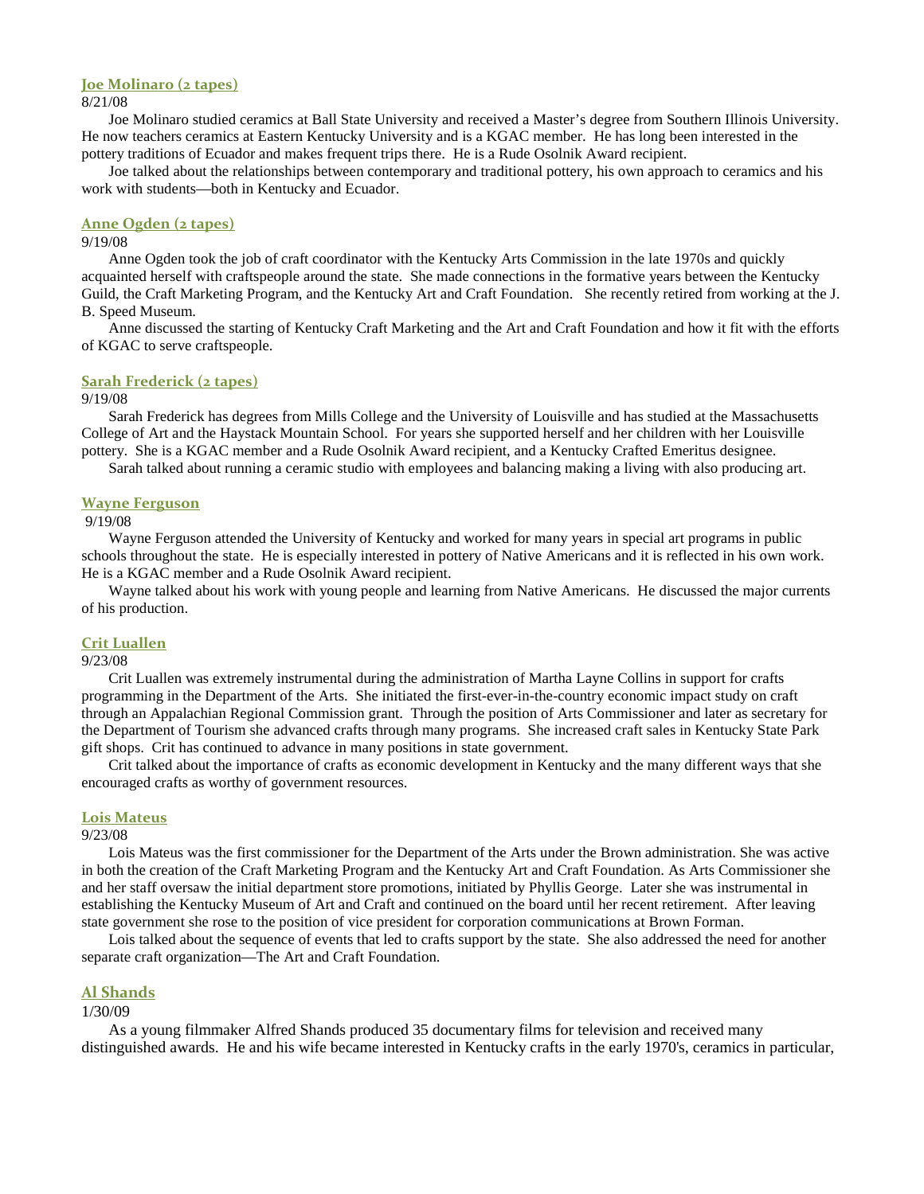### Joe Molinaro (2 tapes)

8/21/08

Joe Molinaro studied ceramics at Ball State University and received a Master's degree from Southern Illinois University. He now teachers ceramics at Eastern Kentucky University and is a KGAC member. He has long been interested in the pottery traditions of Ecuador and makes frequent trips there. He is a Rude Osolnik Award recipient.

Joe talked about the relationships between contemporary and traditional pottery, his own approach to ceramics and his work with students—both in Kentucky and Ecuador.

### Anne Ogden (2 tapes)

9/19/08

Anne Ogden took the job of craft coordinator with the Kentucky Arts Commission in the late 1970s and quickly acquainted herself with craftspeople around the state. She made connections in the formative years between the Kentucky Guild, the Craft Marketing Program, and the Kentucky Art and Craft Foundation. She recently retired from working at the J. B. Speed Museum.

Anne discussed the starting of Kentucky Craft Marketing and the Art and Craft Foundation and how it fit with the efforts of KGAC to serve craftspeople.

### Sarah Frederick (2 tapes)

9/19/08

Sarah Frederick has degrees from Mills College and the University of Louisville and has studied at the Massachusetts College of Art and the Haystack Mountain School. For years she supported herself and her children with her Louisville pottery. She is a KGAC member and a Rude Osolnik Award recipient, and a Kentucky Crafted Emeritus designee.

Sarah talked about running a ceramic studio with employees and balancing making a living with also producing art.

### Wayne Ferguson

9/19/08

Wayne Ferguson attended the University of Kentucky and worked for many years in special art programs in public schools throughout the state. He is especially interested in pottery of Native Americans and it is reflected in his own work. He is a KGAC member and a Rude Osolnik Award recipient.

Wayne talked about his work with young people and learning from Native Americans. He discussed the major currents of his production.

### Crit Luallen

9/23/08

Crit Luallen was extremely instrumental during the administration of Martha Layne Collins in support for crafts programming in the Department of the Arts. She initiated the first-ever-in-the-country economic impact study on craft through an Appalachian Regional Commission grant. Through the position of Arts Commissioner and later as secretary for the Department of Tourism she advanced crafts through many programs. She increased craft sales in Kentucky State Park gift shops. Crit has continued to advance in many positions in state government.

Crit talked about the importance of crafts as economic development in Kentucky and the many different ways that she encouraged crafts as worthy of government resources.

### Lois Mateus

9/23/08

Lois Mateus was the first commissioner for the Department of the Arts under the Brown administration. She was active in both the creation of the Craft Marketing Program and the Kentucky Art and Craft Foundation. As Arts Commissioner she and her staff oversaw the initial department store promotions, initiated by Phyllis George. Later she was instrumental in establishing the Kentucky Museum of Art and Craft and continued on the board until her recent retirement. After leaving state government she rose to the position of vice president for corporation communications at Brown Forman.

Lois talked about the sequence of events that led to crafts support by the state. She also addressed the need for another separate craft organization—The Art and Craft Foundation.

### Al Shands

1/30/09

As a young filmmaker Alfred Shands produced 35 documentary films for television and received many distinguished awards. He and his wife became interested in Kentucky crafts in the early 1970's, ceramics in particular,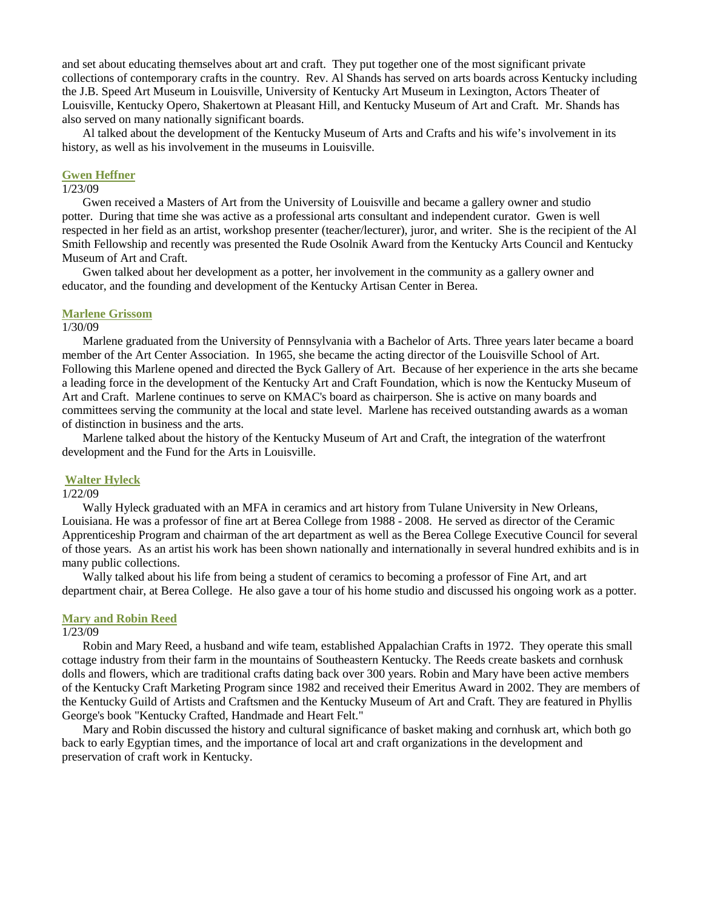and set about educating themselves about art and craft. They put together one of the most significant private collections of contemporary crafts in the country. Rev. Al Shands has served on arts boards across Kentucky including the J.B. Speed Art Museum in Louisville, University of Kentucky Art Museum in Lexington, Actors Theater of Louisville, Kentucky Opero, Shakertown at Pleasant Hill, and Kentucky Museum of Art and Craft. Mr. Shands has also served on many nationally significant boards.

Al talked about the development of the Kentucky Museum of Arts and Crafts and his wife's involvement in its history, as well as his involvement in the museums in Louisville.

### Gwen Heffner

1/23/09

Gwen received a Masters of Art from the University of Louisville and became a gallery owner and studio potter. During that time she was active as a professional arts consultant and independent curator. Gwen is well respected in her field as an artist, workshop presenter (teacher/lecturer), juror, and writer. She is the recipient of the Al Smith Fellowship and recently was presented the Rude Osolnik Award from the Kentucky Arts Council and Kentucky Museum of Art and Craft.

Gwen talked about her development as a potter, her involvement in the community as a gallery owner and educator, and the founding and development of the Kentucky Artisan Center in Berea.

### Marlene Grissom

1/30/09

Marlene graduated from the University of Pennsylvania with a Bachelor of Arts. Three years later became a board member of the Art Center Association. In 1965, she became the acting director of the Louisville School of Art. Following this Marlene opened and directed the Byck Gallery of Art. Because of her experience in the arts she became a leading force in the development of the Kentucky Art and Craft Foundation, which is now the Kentucky Museum of Art and Craft. Marlene continues to serve on KMAC's board as chairperson. She is active on many boards and committees serving the community at the local and state level. Marlene has received outstanding awards as a woman of distinction in business and the arts.

Marlene talked about the history of the Kentucky Museum of Art and Craft, the integration of the waterfront development and the Fund for the Arts in Louisville.

### Walter Hyleck

1/22/09

Wally Hyleck graduated with an MFA in ceramics and art history from Tulane University in New Orleans, Louisiana. He was a professor of fine art at Berea College from 1988 - 2008. He served as director of the Ceramic Apprenticeship Program and chairman of the art department as well as the Berea College Executive Council for several of those years. As an artist his work has been shown nationally and internationally in several hundred exhibits and is in many public collections.

Wally talked about his life from being a student of ceramics to becoming a professor of Fine Art, and art department chair, at Berea College. He also gave a tour of his home studio and discussed his ongoing work as a potter.

### Mary and Robin Reed

1/23/09

Robin and Mary Reed, a husband and wife team, established Appalachian Crafts in 1972. They operate this small cottage industry from their farm in the mountains of Southeastern Kentucky. The Reeds create baskets and cornhusk dolls and flowers, which are traditional crafts dating back over 300 years. Robin and Mary have been active members of the Kentucky Craft Marketing Program since 1982 and received their Emeritus Award in 2002. They are members of the Kentucky Guild of Artists and Craftsmen and the Kentucky Museum of Art and Craft. They are featured in Phyllis George's book "Kentucky Crafted, Handmade and Heart Felt."

Mary and Robin discussed the history and cultural significance of basket making and cornhusk art, which both go back to early Egyptian times, and the importance of local art and craft organizations in the development and preservation of craft work in Kentucky.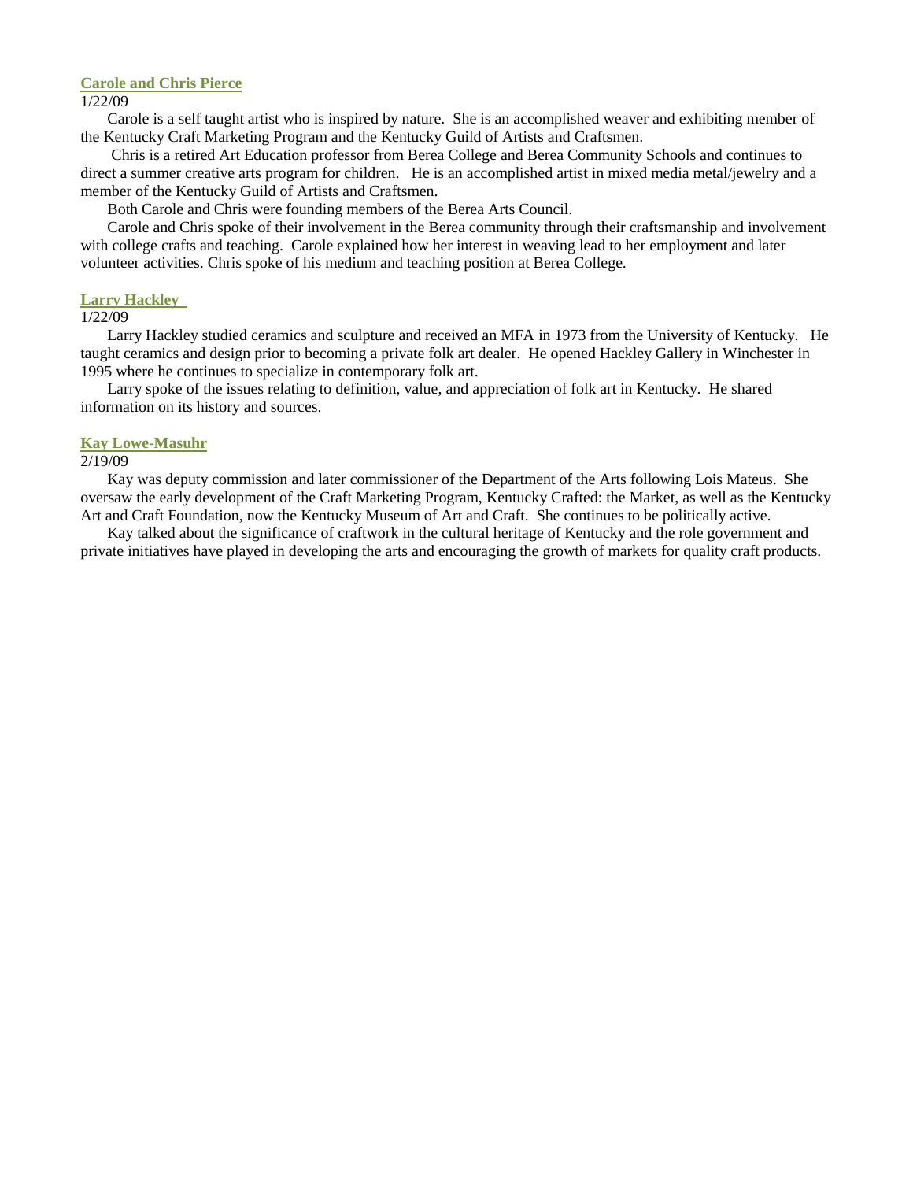**Carole and Chris Pierce**

1/22/09

Carole is a self taught artist who is inspired by nature. She is an accomplished weaver and exhibiting member of the Kentucky Craft Marketing Program and the Kentucky Guild of Artists and Craftsmen.

Chris is a retired Art Education professor from Berea College and Berea Community Schools and continues to direct a summer creative arts program for children. He is an accomplished artist in mixed media metal/jewelry and a member of the Kentucky Guild of Artists and Craftsmen.

Both Carole and Chris were founding members of the Berea Arts Council.

Carole and Chris spoke of their involvement in the Berea community through their craftsmanship and involvement with college crafts and teaching. Carole explained how her interest in weaving lead to her employment and later volunteer activities. Chris spoke of his medium and teaching position at Berea College.

**Larry Hackley**

1/22/09

Larry Hackley studied ceramics and sculpture and received an MFA in 1973 from the University of Kentucky. He taught ceramics and design prior to becoming a private folk art dealer. He opened Hackley Gallery in Winchester in 1995 where he continues to specialize in contemporary folk art.

Larry spoke of the issues relating to definition, value, and appreciation of folk art in Kentucky. He shared information on its history and sources.

**Kay Lowe-Masuhr**

2/19/09

Kay was deputy commission and later commissioner of the Department of the Arts following Lois Mateus. She oversaw the early development of the Craft Marketing Program, Kentucky Crafted: the Market, as well as the Kentucky Art and Craft Foundation, now the Kentucky Museum of Art and Craft. She continues to be politically active.

Kay talked about the significance of craftwork in the cultural heritage of Kentucky and the role government and private initiatives have played in developing the arts and encouraging the growth of markets for quality craft products.